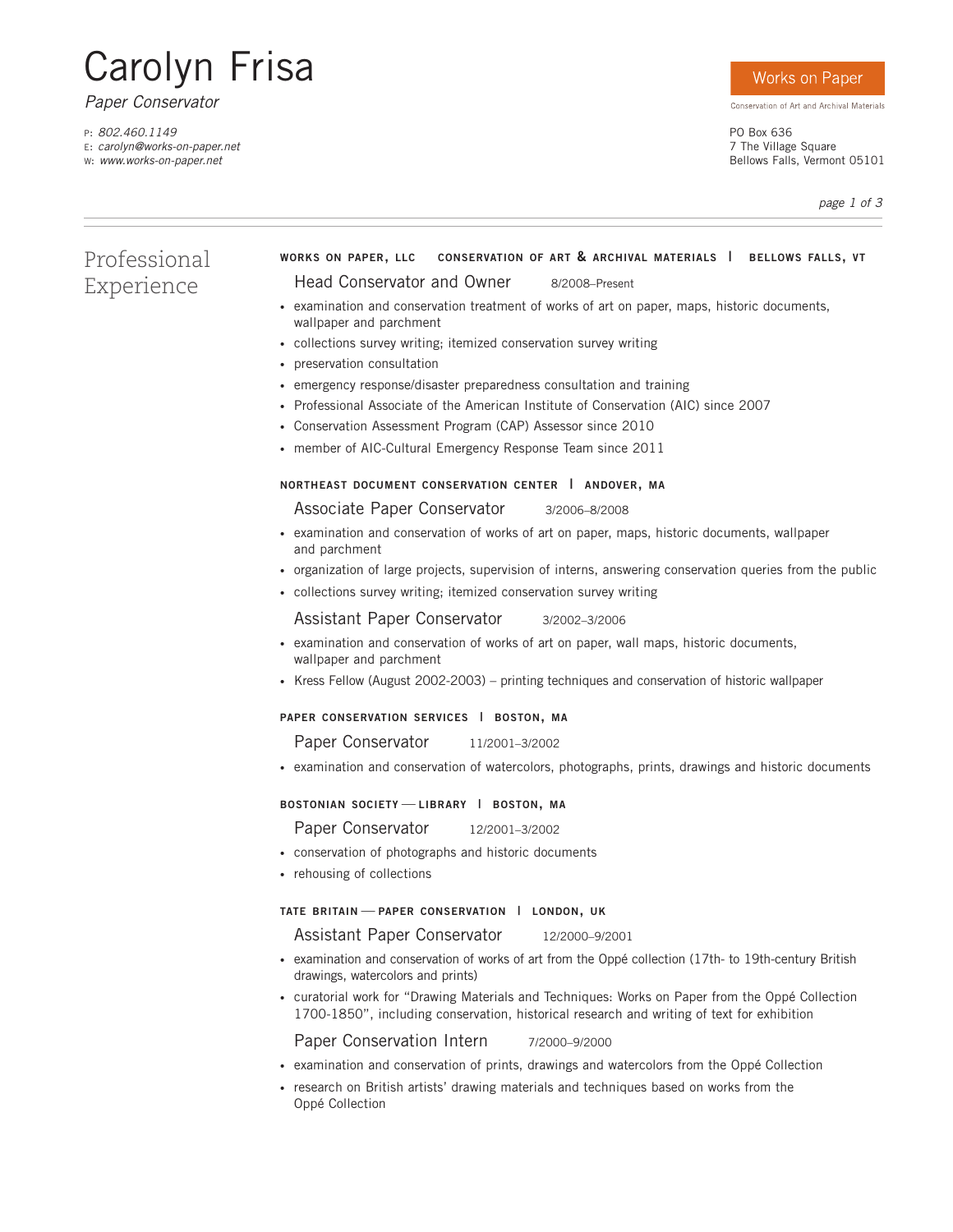# Carolyn Frisa

*Paper Conservator*

P: *802.460.1149*
E: *carolyn@works-on-paper.net*
W: *www.works-on-paper.net*

**Works on Paper**
Conservation of Art and Archival Materials

PO Box 636
7 The Village Square
Bellows Falls, Vermont 05101

## Professional Experience

**WORKS ON PAPER, LLC   CONSERVATION OF ART & ARCHIVAL MATERIALS | BELLOWS FALLS, VT**

### Head Conservator and Owner   8/2008–Present

- examination and conservation treatment of works of art on paper, maps, historic documents, wallpaper and parchment
- collections survey writing; itemized conservation survey writing
- preservation consultation
- emergency response/disaster preparedness consultation and training
- Professional Associate of the American Institute of Conservation (AIC) since 2007
- Conservation Assessment Program (CAP) Assessor since 2010
- member of AIC-Cultural Emergency Response Team since 2011

**NORTHEAST DOCUMENT CONSERVATION CENTER | ANDOVER, MA**

### Associate Paper Conservator   3/2006–8/2008

- examination and conservation of works of art on paper, maps, historic documents, wallpaper and parchment
- organization of large projects, supervision of interns, answering conservation queries from the public
- collections survey writing; itemized conservation survey writing

### Assistant Paper Conservator   3/2002–3/2006

- examination and conservation of works of art on paper, wall maps, historic documents, wallpaper and parchment
- Kress Fellow (August 2002-2003) – printing techniques and conservation of historic wallpaper

**PAPER CONSERVATION SERVICES | BOSTON, MA**

### Paper Conservator   11/2001–3/2002

- examination and conservation of watercolors, photographs, prints, drawings and historic documents

**BOSTONIAN SOCIETY — LIBRARY | BOSTON, MA**

### Paper Conservator   12/2001–3/2002

- conservation of photographs and historic documents
- rehousing of collections

**TATE BRITAIN — PAPER CONSERVATION | LONDON, UK**

### Assistant Paper Conservator   12/2000–9/2001

- examination and conservation of works of art from the Oppé collection (17th- to 19th-century British drawings, watercolors and prints)
- curatorial work for "Drawing Materials and Techniques: Works on Paper from the Oppé Collection 1700-1850", including conservation, historical research and writing of text for exhibition

### Paper Conservation Intern   7/2000–9/2000

- examination and conservation of prints, drawings and watercolors from the Oppé Collection
- research on British artists' drawing materials and techniques based on works from the Oppé Collection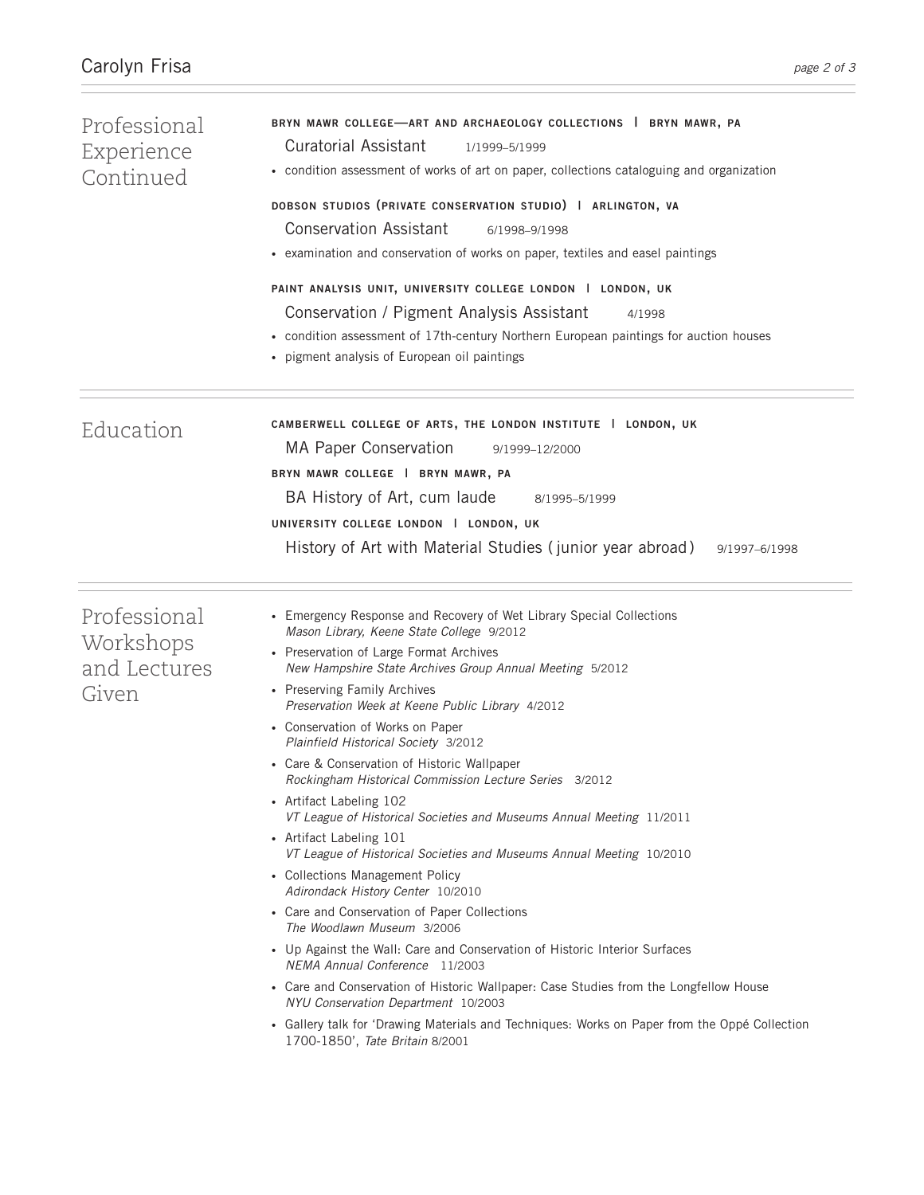## Professional Experience Continued

**BRYN MAWR COLLEGE—ART AND ARCHAEOLOGY COLLECTIONS | BRYN MAWR, PA**

### Curatorial Assistant 1/1999–5/1999

- condition assessment of works of art on paper, collections cataloguing and organization

**DOBSON STUDIOS (PRIVATE CONSERVATION STUDIO) | ARLINGTON, VA**

### Conservation Assistant 6/1998–9/1998

- examination and conservation of works on paper, textiles and easel paintings

**PAINT ANALYSIS UNIT, UNIVERSITY COLLEGE LONDON | LONDON, UK**

### Conservation / Pigment Analysis Assistant 4/1998

- condition assessment of 17th-century Northern European paintings for auction houses
- pigment analysis of European oil paintings

## Education

**CAMBERWELL COLLEGE OF ARTS, THE LONDON INSTITUTE | LONDON, UK**

### MA Paper Conservation 9/1999–12/2000

**BRYN MAWR COLLEGE | BRYN MAWR, PA**

### BA History of Art, cum laude 8/1995–5/1999

**UNIVERSITY COLLEGE LONDON | LONDON, UK**

### History of Art with Material Studies (junior year abroad) 9/1997–6/1998

## Professional Workshops and Lectures Given

- Emergency Response and Recovery of Wet Library Special Collections
  *Mason Library, Keene State College* 9/2012
- Preservation of Large Format Archives
  *New Hampshire State Archives Group Annual Meeting* 5/2012
- Preserving Family Archives
  *Preservation Week at Keene Public Library* 4/2012
- Conservation of Works on Paper
  *Plainfield Historical Society* 3/2012
- Care & Conservation of Historic Wallpaper
  *Rockingham Historical Commission Lecture Series* 3/2012
- Artifact Labeling 102
  *VT League of Historical Societies and Museums Annual Meeting* 11/2011
- Artifact Labeling 101
  *VT League of Historical Societies and Museums Annual Meeting* 10/2010
- Collections Management Policy
  *Adirondack History Center* 10/2010
- Care and Conservation of Paper Collections
  *The Woodlawn Museum* 3/2006
- Up Against the Wall: Care and Conservation of Historic Interior Surfaces
  *NEMA Annual Conference* 11/2003
- Care and Conservation of Historic Wallpaper: Case Studies from the Longfellow House
  *NYU Conservation Department* 10/2003
- Gallery talk for 'Drawing Materials and Techniques: Works on Paper from the Oppé Collection 1700-1850', *Tate Britain* 8/2001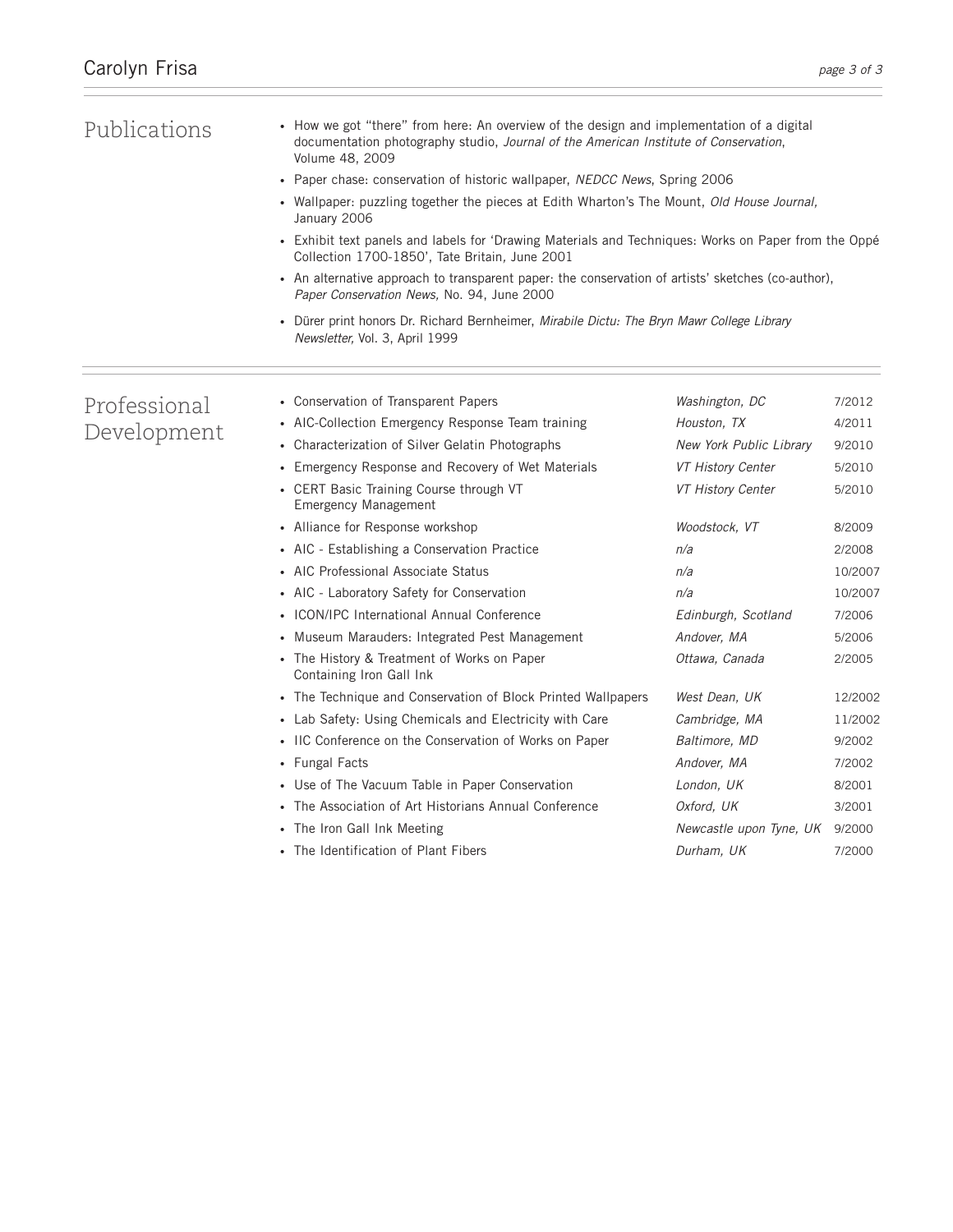## Publications

- How we got "there" from here: An overview of the design and implementation of a digital documentation photography studio, *Journal of the American Institute of Conservation*, Volume 48, 2009
- Paper chase: conservation of historic wallpaper, *NEDCC News*, Spring 2006
- Wallpaper: puzzling together the pieces at Edith Wharton's The Mount, *Old House Journal*, January 2006
- Exhibit text panels and labels for 'Drawing Materials and Techniques: Works on Paper from the Oppé Collection 1700-1850', Tate Britain, June 2001
- An alternative approach to transparent paper: the conservation of artists' sketches (co-author), *Paper Conservation News*, No. 94, June 2000
- Dürer print honors Dr. Richard Bernheimer, *Mirabile Dictu: The Bryn Mawr College Library Newsletter*, Vol. 3, April 1999

## Professional Development

| | | |
|---|---|---|
| Conservation of Transparent Papers | *Washington, DC* | 7/2012 |
| AIC-Collection Emergency Response Team training | *Houston, TX* | 4/2011 |
| Characterization of Silver Gelatin Photographs | *New York Public Library* | 9/2010 |
| Emergency Response and Recovery of Wet Materials | *VT History Center* | 5/2010 |
| CERT Basic Training Course through VT Emergency Management | *VT History Center* | 5/2010 |
| Alliance for Response workshop | *Woodstock, VT* | 8/2009 |
| AIC - Establishing a Conservation Practice | *n/a* | 2/2008 |
| AIC Professional Associate Status | *n/a* | 10/2007 |
| AIC - Laboratory Safety for Conservation | *n/a* | 10/2007 |
| ICON/IPC International Annual Conference | *Edinburgh, Scotland* | 7/2006 |
| Museum Marauders: Integrated Pest Management | *Andover, MA* | 5/2006 |
| The History & Treatment of Works on Paper Containing Iron Gall Ink | *Ottawa, Canada* | 2/2005 |
| The Technique and Conservation of Block Printed Wallpapers | *West Dean, UK* | 12/2002 |
| Lab Safety: Using Chemicals and Electricity with Care | *Cambridge, MA* | 11/2002 |
| IIC Conference on the Conservation of Works on Paper | *Baltimore, MD* | 9/2002 |
| Fungal Facts | *Andover, MA* | 7/2002 |
| Use of The Vacuum Table in Paper Conservation | *London, UK* | 8/2001 |
| The Association of Art Historians Annual Conference | *Oxford, UK* | 3/2001 |
| The Iron Gall Ink Meeting | *Newcastle upon Tyne, UK* | 9/2000 |
| The Identification of Plant Fibers | *Durham, UK* | 7/2000 |